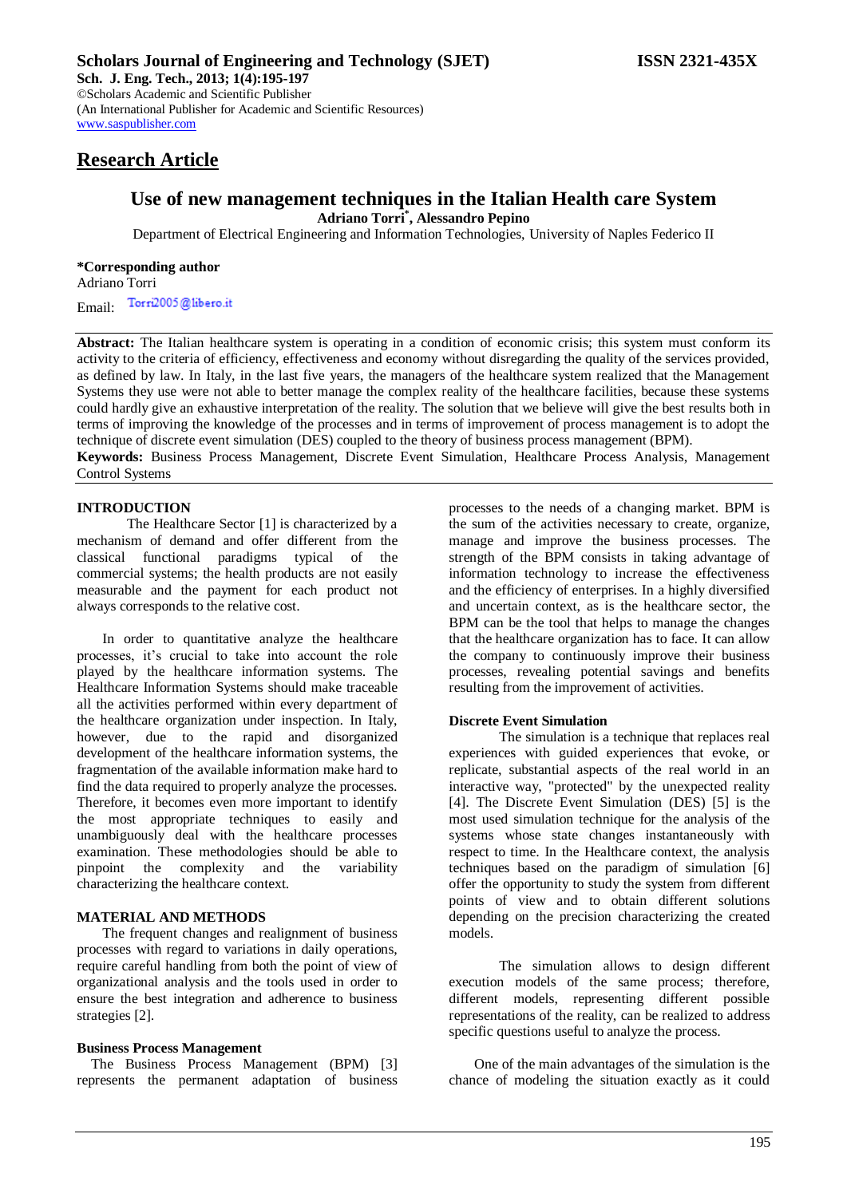**Research Article**

# Use of new management techniques in the Italian Health care System

**Adriano Torri[*], Alessandro Pepino**

Department of Electrical Engineering and Information Technologies, University of Naples Federico II

***Corresponding author**
Adriano Torri
Email: Torri2005@libero.it

**Abstract:** The Italian healthcare system is operating in a condition of economic crisis; this system must conform its activity to the criteria of efficiency, effectiveness and economy without disregarding the quality of the services provided, as defined by law. In Italy, in the last five years, the managers of the healthcare system realized that the Management Systems they use were not able to better manage the complex reality of the healthcare facilities, because these systems could hardly give an exhaustive interpretation of the reality. The solution that we believe will give the best results both in terms of improving the knowledge of the processes and in terms of improvement of process management is to adopt the technique of discrete event simulation (DES) coupled to the theory of business process management (BPM).

**Keywords:** Business Process Management, Discrete Event Simulation, Healthcare Process Analysis, Management Control Systems

## INTRODUCTION

The Healthcare Sector [1] is characterized by a mechanism of demand and offer different from the classical functional paradigms typical of the commercial systems; the health products are not easily measurable and the payment for each product not always corresponds to the relative cost.

In order to quantitative analyze the healthcare processes, it's crucial to take into account the role played by the healthcare information systems. The Healthcare Information Systems should make traceable all the activities performed within every department of the healthcare organization under inspection. In Italy, however, due to the rapid and disorganized development of the healthcare information systems, the fragmentation of the available information make hard to find the data required to properly analyze the processes. Therefore, it becomes even more important to identify the most appropriate techniques to easily and unambiguously deal with the healthcare processes examination. These methodologies should be able to pinpoint the complexity and the variability characterizing the healthcare context.

## MATERIAL AND METHODS

The frequent changes and realignment of business processes with regard to variations in daily operations, require careful handling from both the point of view of organizational analysis and the tools used in order to ensure the best integration and adherence to business strategies [2].

### Business Process Management

The Business Process Management (BPM) [3] represents the permanent adaptation of business processes to the needs of a changing market. BPM is the sum of the activities necessary to create, organize, manage and improve the business processes. The strength of the BPM consists in taking advantage of information technology to increase the effectiveness and the efficiency of enterprises. In a highly diversified and uncertain context, as is the healthcare sector, the BPM can be the tool that helps to manage the changes that the healthcare organization has to face. It can allow the company to continuously improve their business processes, revealing potential savings and benefits resulting from the improvement of activities.

### Discrete Event Simulation

The simulation is a technique that replaces real experiences with guided experiences that evoke, or replicate, substantial aspects of the real world in an interactive way, "protected" by the unexpected reality [4]. The Discrete Event Simulation (DES) [5] is the most used simulation technique for the analysis of the systems whose state changes instantaneously with respect to time. In the Healthcare context, the analysis techniques based on the paradigm of simulation [6] offer the opportunity to study the system from different points of view and to obtain different solutions depending on the precision characterizing the created models.

The simulation allows to design different execution models of the same process; therefore, different models, representing different possible representations of the reality, can be realized to address specific questions useful to analyze the process.

One of the main advantages of the simulation is the chance of modeling the situation exactly as it could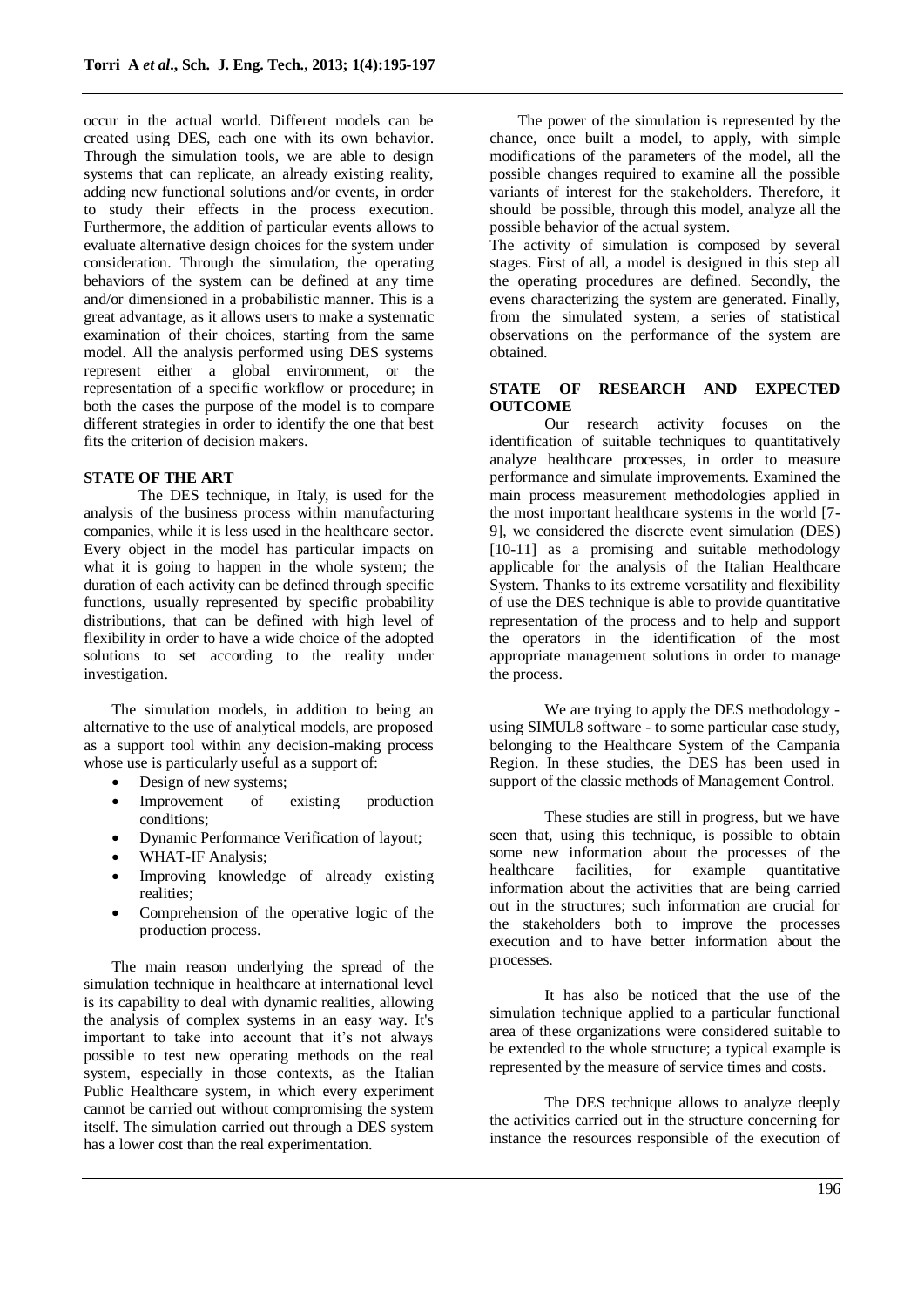occur in the actual world. Different models can be created using DES, each one with its own behavior. Through the simulation tools, we are able to design systems that can replicate, an already existing reality, adding new functional solutions and/or events, in order to study their effects in the process execution. Furthermore, the addition of particular events allows to evaluate alternative design choices for the system under consideration. Through the simulation, the operating behaviors of the system can be defined at any time and/or dimensioned in a probabilistic manner. This is a great advantage, as it allows users to make a systematic examination of their choices, starting from the same model. All the analysis performed using DES systems represent either a global environment, or the representation of a specific workflow or procedure; in both the cases the purpose of the model is to compare different strategies in order to identify the one that best fits the criterion of decision makers.

## STATE OF THE ART

The DES technique, in Italy, is used for the analysis of the business process within manufacturing companies, while it is less used in the healthcare sector. Every object in the model has particular impacts on what it is going to happen in the whole system; the duration of each activity can be defined through specific functions, usually represented by specific probability distributions, that can be defined with high level of flexibility in order to have a wide choice of the adopted solutions to set according to the reality under investigation.

The simulation models, in addition to being an alternative to the use of analytical models, are proposed as a support tool within any decision-making process whose use is particularly useful as a support of:

- Design of new systems;
- Improvement of existing production conditions;
- Dynamic Performance Verification of layout;
- WHAT-IF Analysis;
- Improving knowledge of already existing realities;
- Comprehension of the operative logic of the production process.

The main reason underlying the spread of the simulation technique in healthcare at international level is its capability to deal with dynamic realities, allowing the analysis of complex systems in an easy way. It's important to take into account that it's not always possible to test new operating methods on the real system, especially in those contexts, as the Italian Public Healthcare system, in which every experiment cannot be carried out without compromising the system itself. The simulation carried out through a DES system has a lower cost than the real experimentation.

The power of the simulation is represented by the chance, once built a model, to apply, with simple modifications of the parameters of the model, all the possible changes required to examine all the possible variants of interest for the stakeholders. Therefore, it should be possible, through this model, analyze all the possible behavior of the actual system.

The activity of simulation is composed by several stages. First of all, a model is designed in this step all the operating procedures are defined. Secondly, the evens characterizing the system are generated. Finally, from the simulated system, a series of statistical observations on the performance of the system are obtained.

## STATE OF RESEARCH AND EXPECTED OUTCOME

Our research activity focuses on the identification of suitable techniques to quantitatively analyze healthcare processes, in order to measure performance and simulate improvements. Examined the main process measurement methodologies applied in the most important healthcare systems in the world [7-9], we considered the discrete event simulation (DES) [10-11] as a promising and suitable methodology applicable for the analysis of the Italian Healthcare System. Thanks to its extreme versatility and flexibility of use the DES technique is able to provide quantitative representation of the process and to help and support the operators in the identification of the most appropriate management solutions in order to manage the process.

We are trying to apply the DES methodology - using SIMUL8 software - to some particular case study, belonging to the Healthcare System of the Campania Region. In these studies, the DES has been used in support of the classic methods of Management Control.

These studies are still in progress, but we have seen that, using this technique, is possible to obtain some new information about the processes of the healthcare facilities, for example quantitative information about the activities that are being carried out in the structures; such information are crucial for the stakeholders both to improve the processes execution and to have better information about the processes.

It has also be noticed that the use of the simulation technique applied to a particular functional area of these organizations were considered suitable to be extended to the whole structure; a typical example is represented by the measure of service times and costs.

The DES technique allows to analyze deeply the activities carried out in the structure concerning for instance the resources responsible of the execution of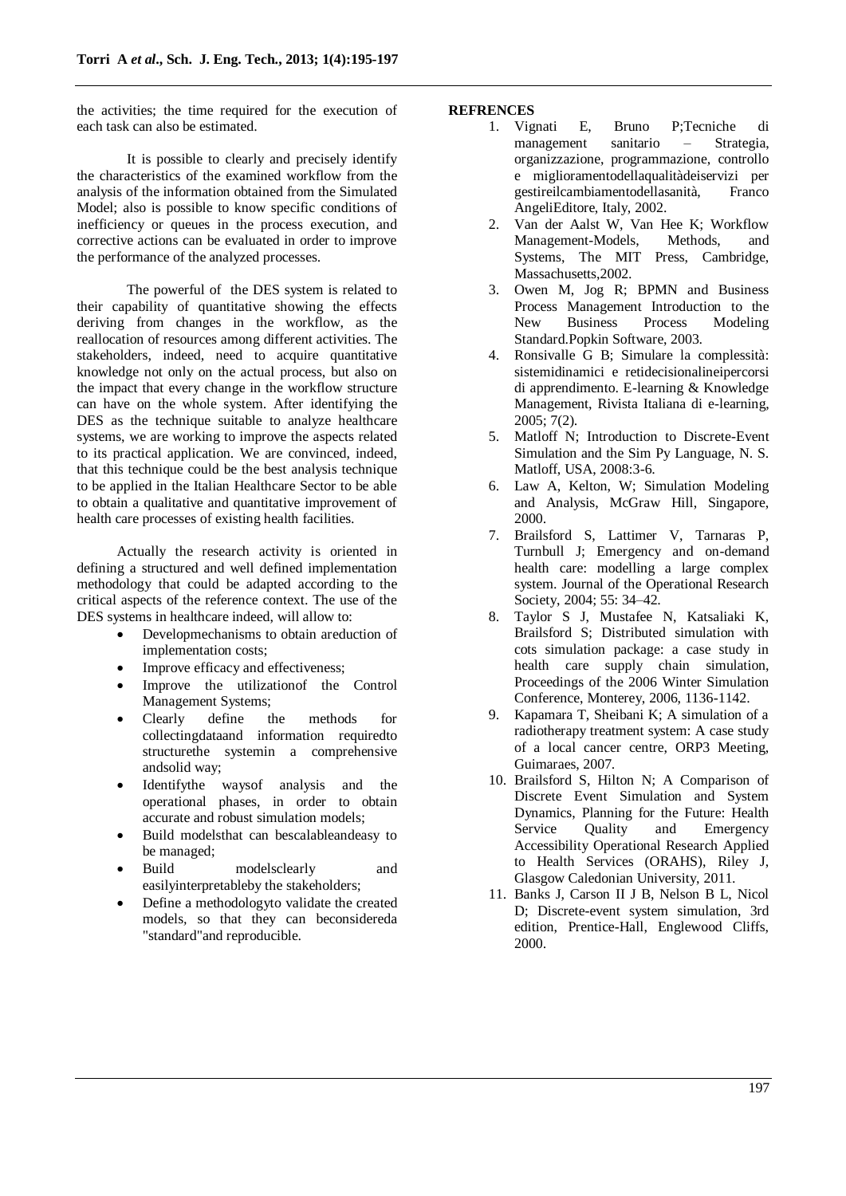the activities; the time required for the execution of each task can also be estimated.

It is possible to clearly and precisely identify the characteristics of the examined workflow from the analysis of the information obtained from the Simulated Model; also is possible to know specific conditions of inefficiency or queues in the process execution, and corrective actions can be evaluated in order to improve the performance of the analyzed processes.

The powerful of the DES system is related to their capability of quantitative showing the effects deriving from changes in the workflow, as the reallocation of resources among different activities. The stakeholders, indeed, need to acquire quantitative knowledge not only on the actual process, but also on the impact that every change in the workflow structure can have on the whole system. After identifying the DES as the technique suitable to analyze healthcare systems, we are working to improve the aspects related to its practical application. We are convinced, indeed, that this technique could be the best analysis technique to be applied in the Italian Healthcare Sector to be able to obtain a qualitative and quantitative improvement of health care processes of existing health facilities.

Actually the research activity is oriented in defining a structured and well defined implementation methodology that could be adapted according to the critical aspects of the reference context. The use of the DES systems in healthcare indeed, will allow to:

- Developmechanisms to obtain areduction of implementation costs;
- Improve efficacy and effectiveness;
- Improve the utilizationof the Control Management Systems;
- Clearly define the methods for collectingdataand information requiredto structurethe systemin a comprehensive andsolid way;
- Identifythe waysof analysis and the operational phases, in order to obtain accurate and robust simulation models;
- Build modelsthat can bescalableandeasy to be managed;
- Build modelsclearly and easilyinterpretableby the stakeholders;
- Define a methodologyto validate the created models, so that they can beconsidereda "standard"and reproducible.

**REFRENCES**

1. Vignati E, Bruno P;Tecniche di management sanitario – Strategia, organizzazione, programmazione, controllo e miglioramentodellaqualitàdeiservizi per gestireilcambiamentodellasanità, Franco AngeliEditore, Italy, 2002.
2. Van der Aalst W, Van Hee K; Workflow Management-Models, Methods, and Systems, The MIT Press, Cambridge, Massachusetts,2002.
3. Owen M, Jog R; BPMN and Business Process Management Introduction to the New Business Process Modeling Standard.Popkin Software, 2003.
4. Ronsivalle G B; Simulare la complessità: sistemidinamici e retidecisionalineipercorsi di apprendimento. E-learning & Knowledge Management, Rivista Italiana di e-learning, 2005; 7(2).
5. Matloff N; Introduction to Discrete-Event Simulation and the Sim Py Language, N. S. Matloff, USA, 2008:3-6.
6. Law A, Kelton, W; Simulation Modeling and Analysis, McGraw Hill, Singapore, 2000.
7. Brailsford S, Lattimer V, Tarnaras P, Turnbull J; Emergency and on-demand health care: modelling a large complex system. Journal of the Operational Research Society, 2004; 55: 34–42.
8. Taylor S J, Mustafee N, Katsaliaki K, Brailsford S; Distributed simulation with cots simulation package: a case study in health care supply chain simulation, Proceedings of the 2006 Winter Simulation Conference, Monterey, 2006, 1136-1142.
9. Kapamara T, Sheibani K; A simulation of a radiotherapy treatment system: A case study of a local cancer centre, ORP3 Meeting, Guimaraes, 2007.
10. Brailsford S, Hilton N; A Comparison of Discrete Event Simulation and System Dynamics, Planning for the Future: Health Service Quality and Emergency Accessibility Operational Research Applied to Health Services (ORAHS), Riley J, Glasgow Caledonian University, 2011.
11. Banks J, Carson II J B, Nelson B L, Nicol D; Discrete-event system simulation, 3rd edition, Prentice-Hall, Englewood Cliffs, 2000.